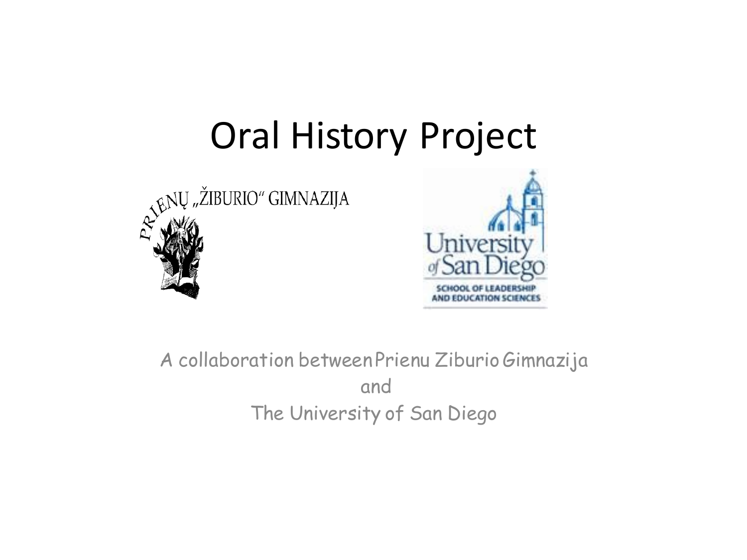# Oral History Project

PRIENŲ „ŽIBURIO" GIMNAZIJA

University of San Diego
SCHOOL OF LEADERSHIP AND EDUCATION SCIENCES

A collaboration between Prienu Ziburio Gimnazija
and
The University of San Diego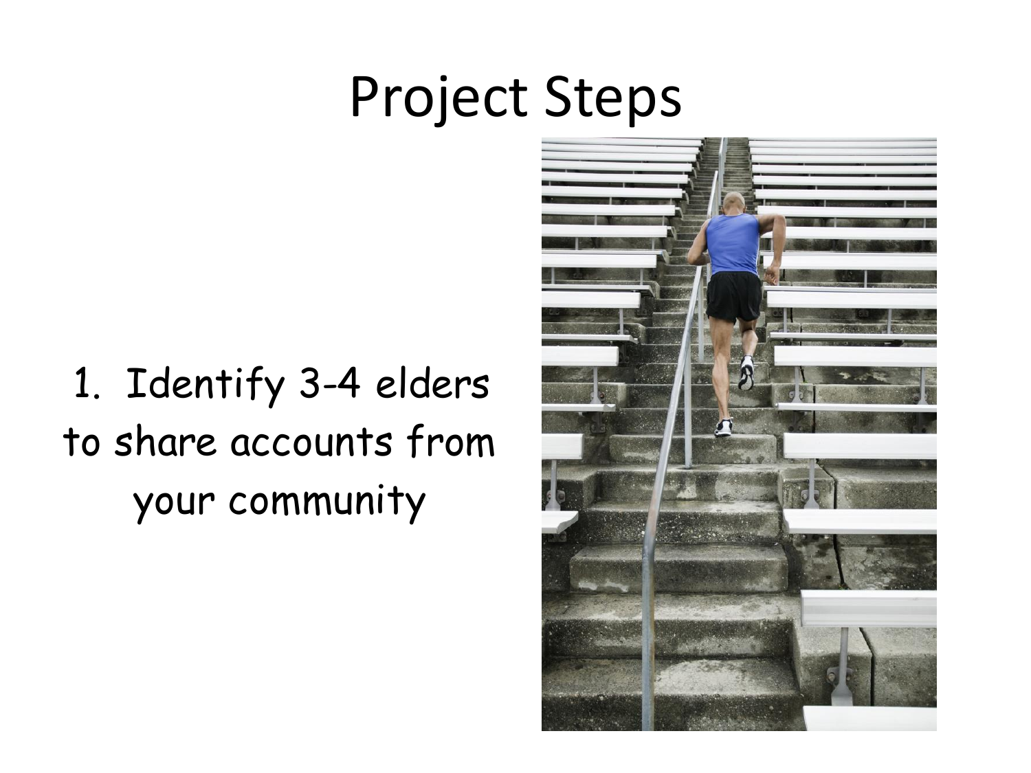# Project Steps

1. Identify 3-4 elders to share accounts from your community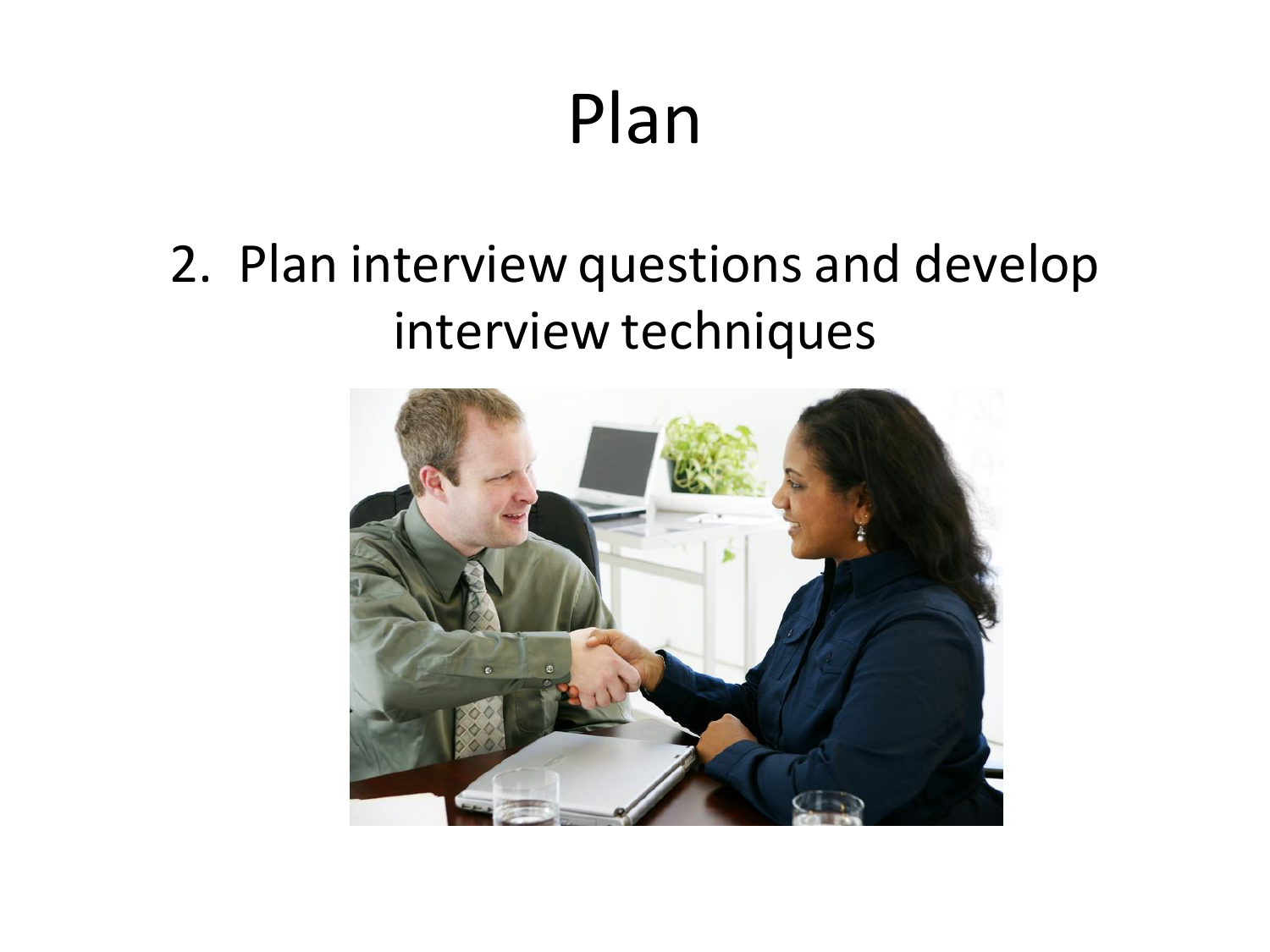# Plan

2. Plan interview questions and develop interview techniques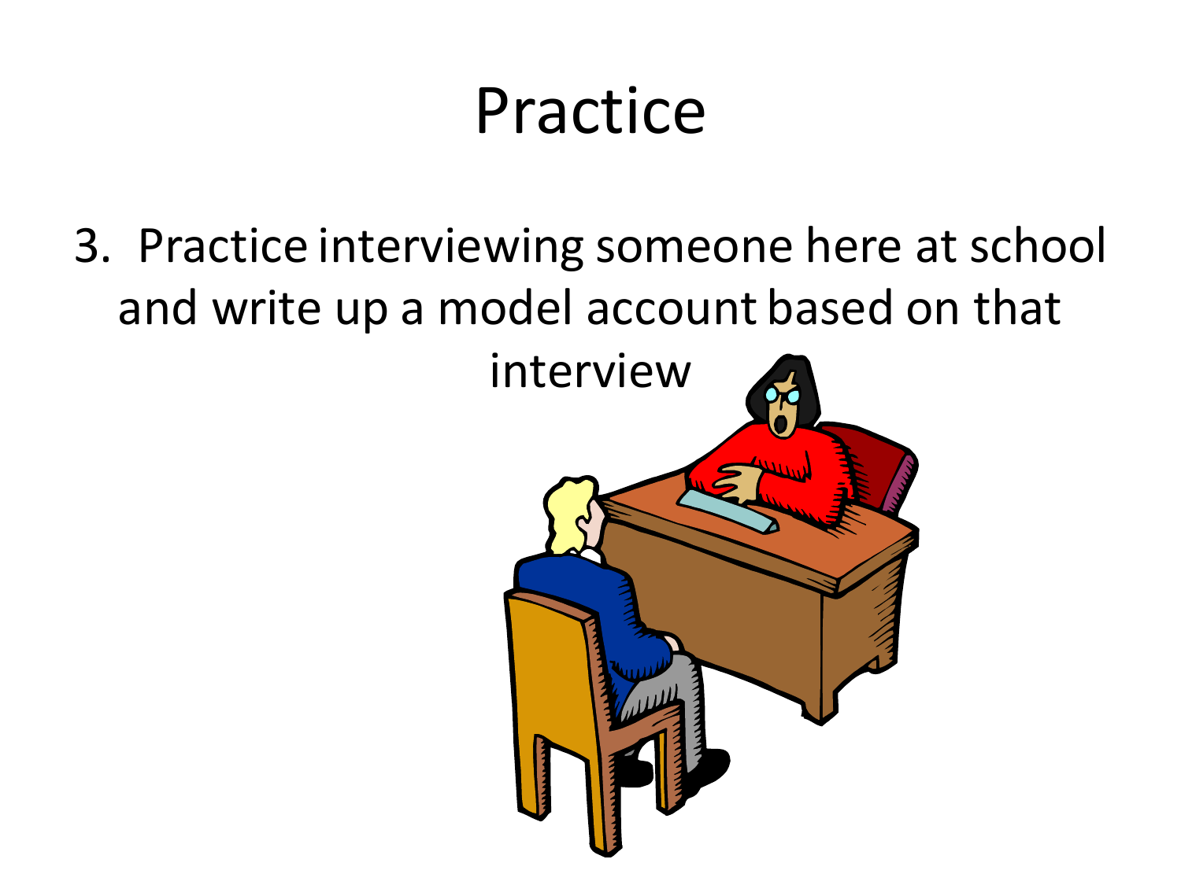# Practice

3. Practice interviewing someone here at school and write up a model account based on that interview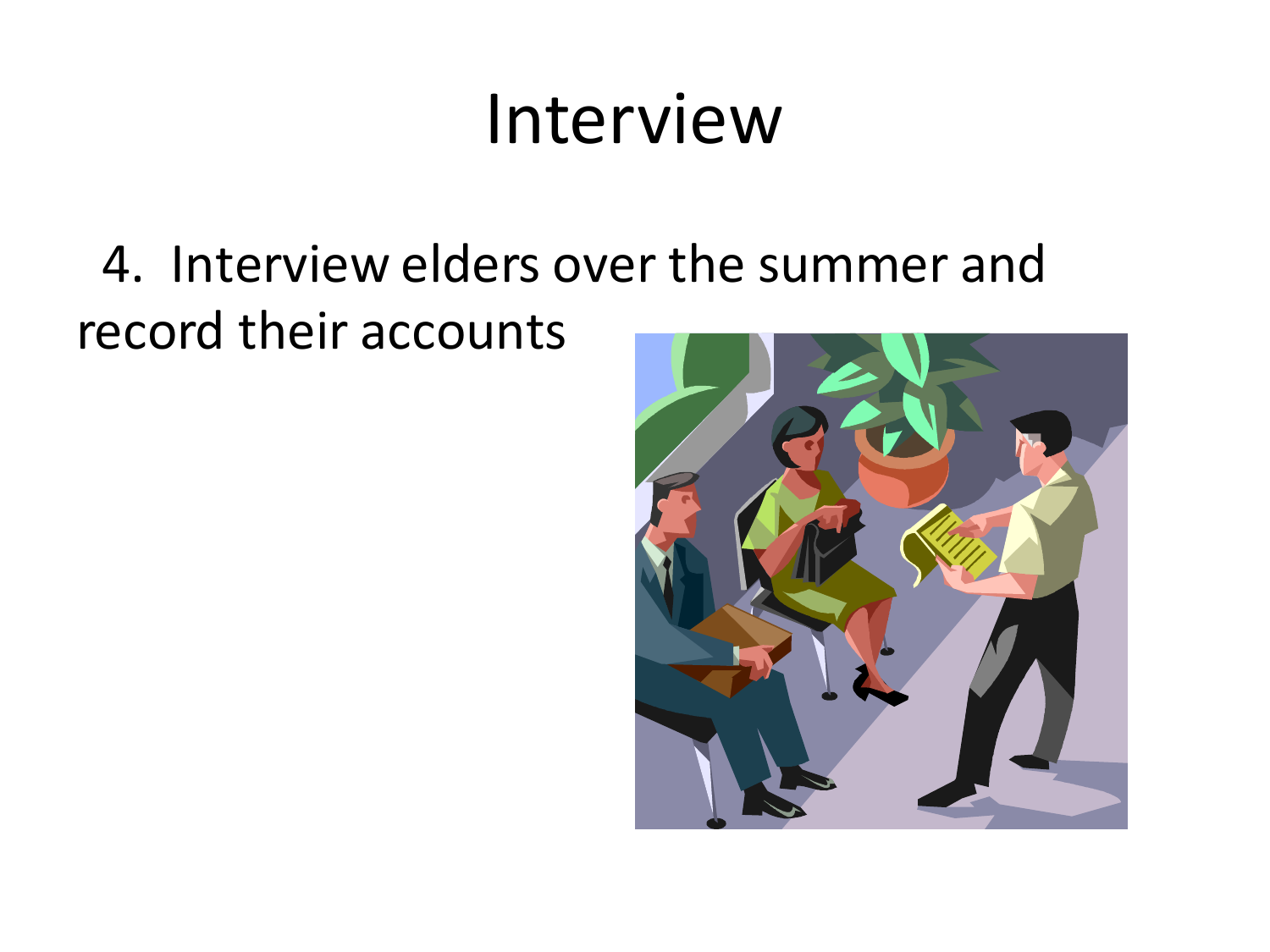# Interview

4. Interview elders over the summer and record their accounts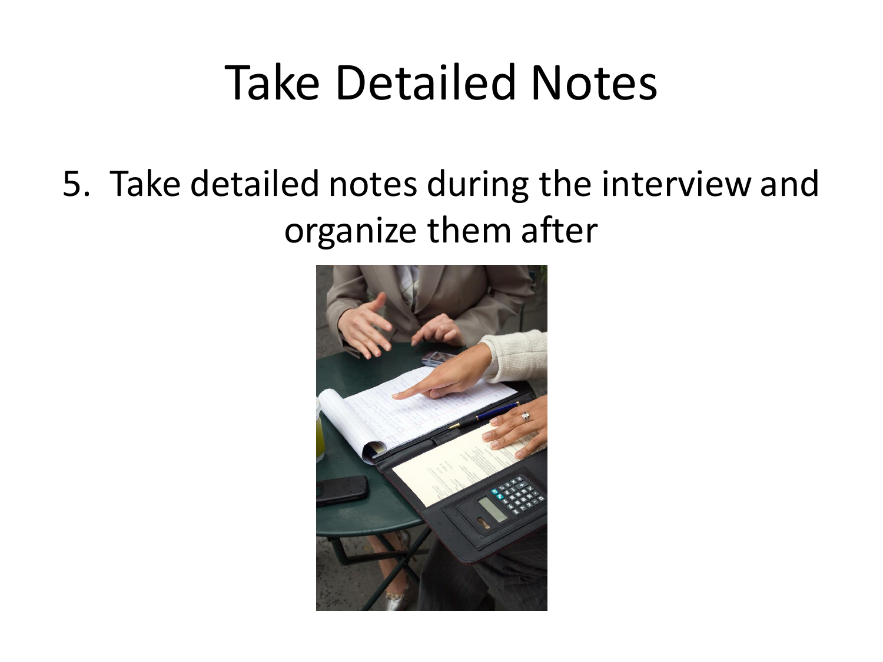# Take Detailed Notes

5. Take detailed notes during the interview and organize them after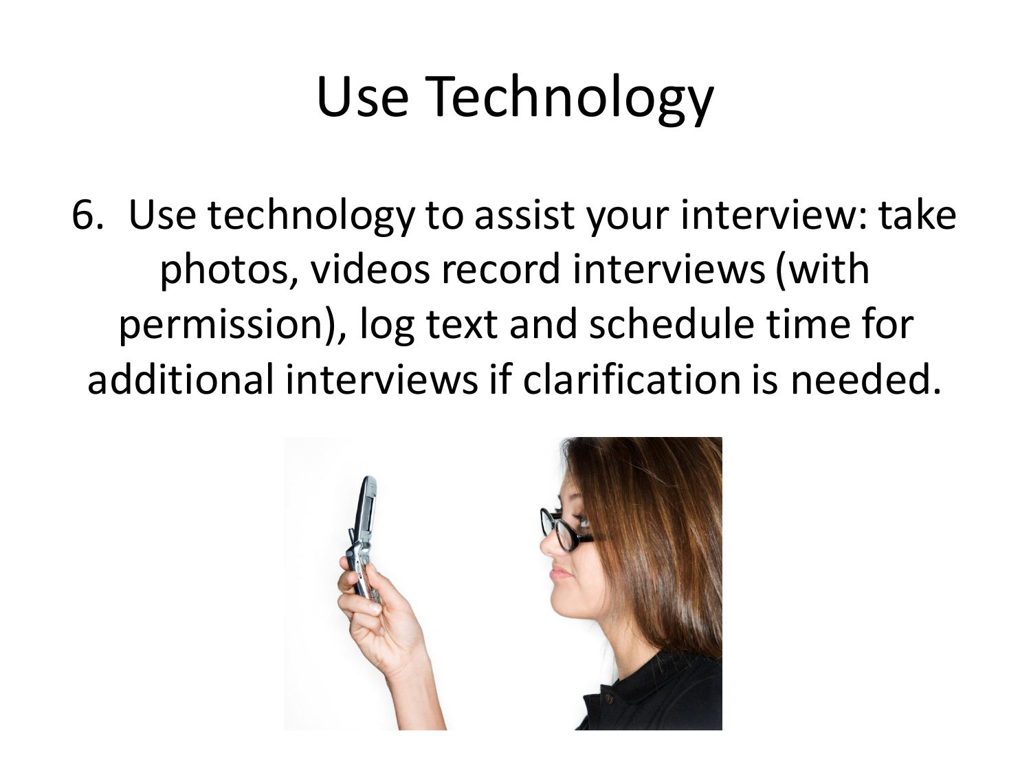# Use Technology

6. Use technology to assist your interview: take photos, videos record interviews (with permission), log text and schedule time for additional interviews if clarification is needed.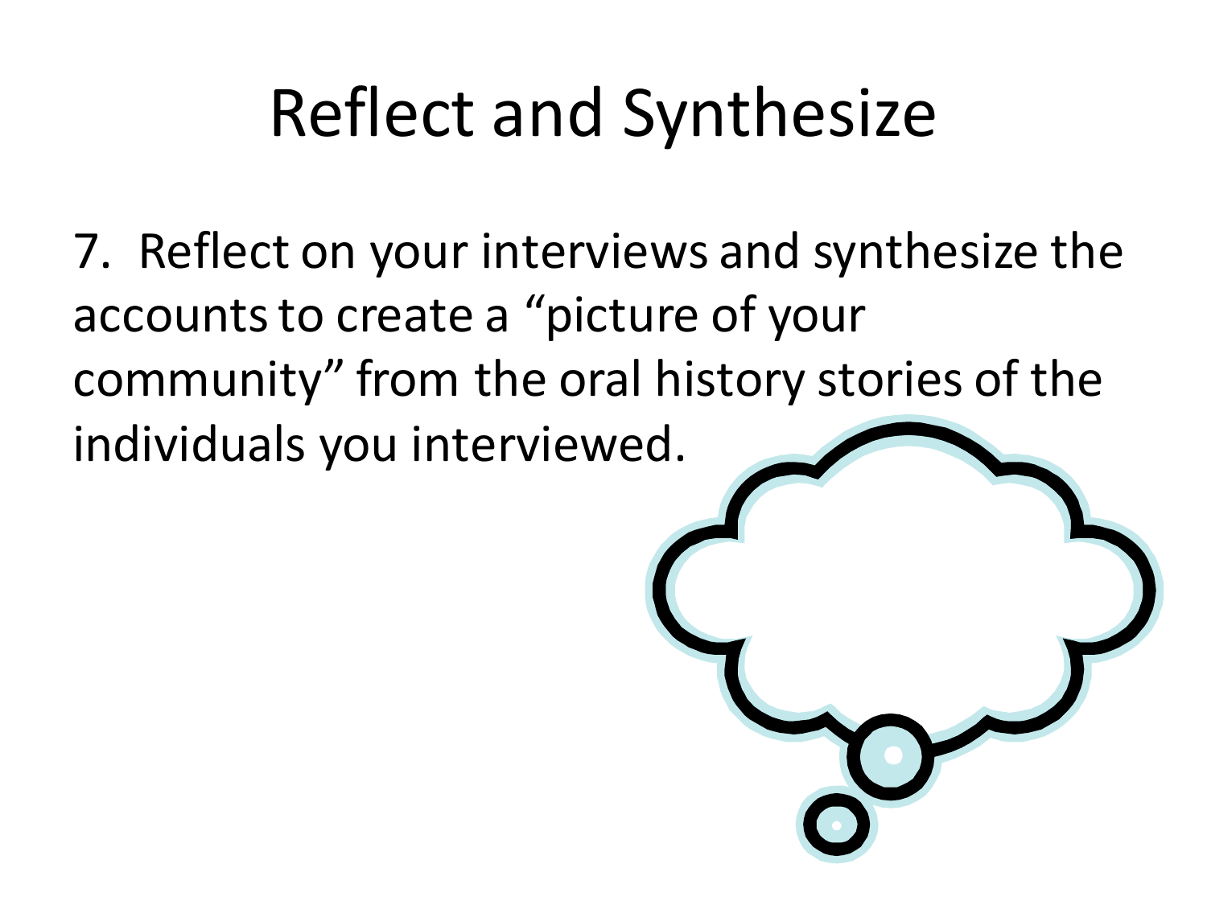# Reflect and Synthesize

7. Reflect on your interviews and synthesize the accounts to create a "picture of your community" from the oral history stories of the individuals you interviewed.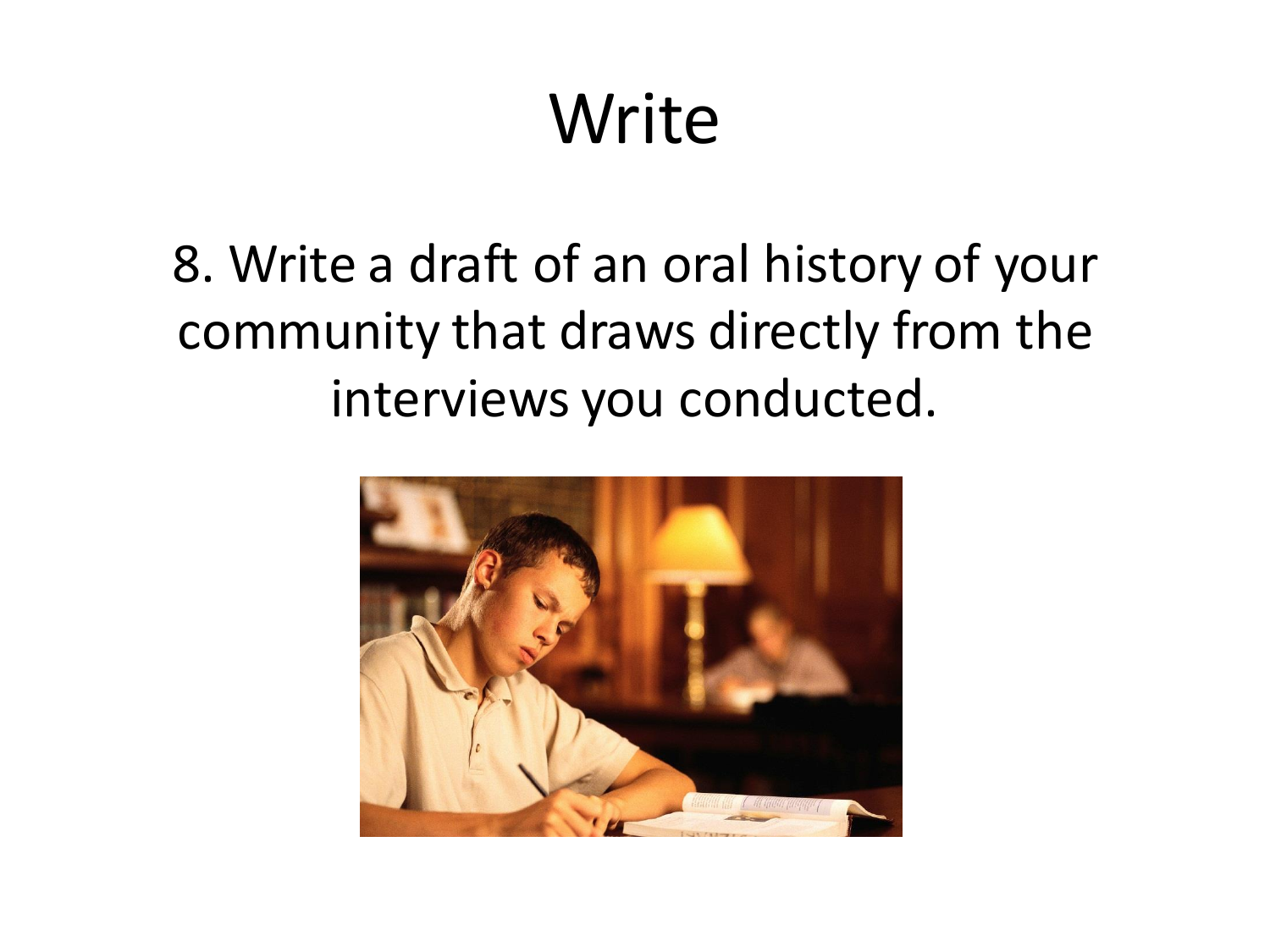# Write

8. Write a draft of an oral history of your community that draws directly from the interviews you conducted.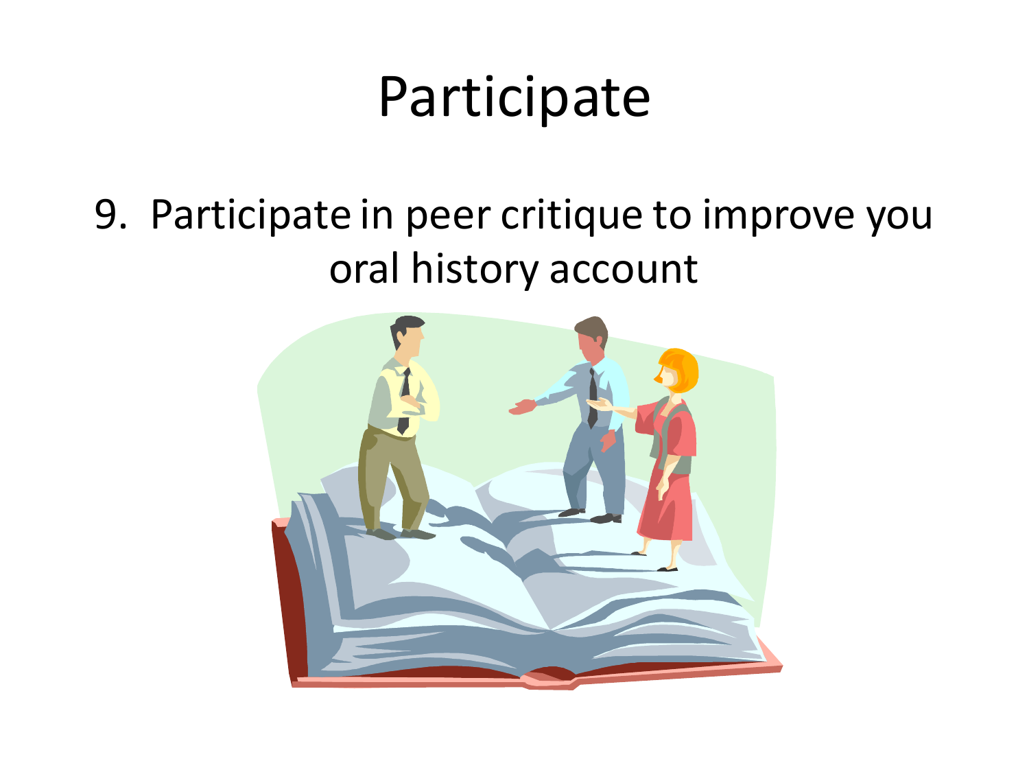# Participate

9. Participate in peer critique to improve you oral history account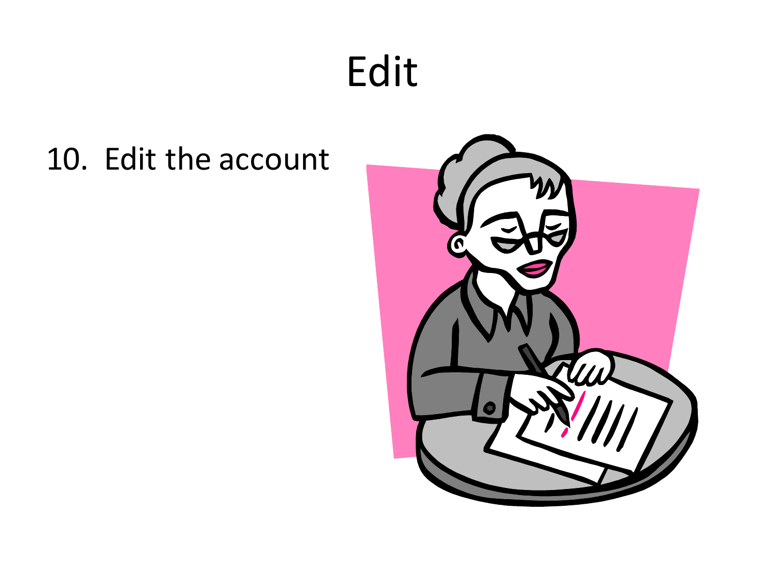# Edit

10. Edit the account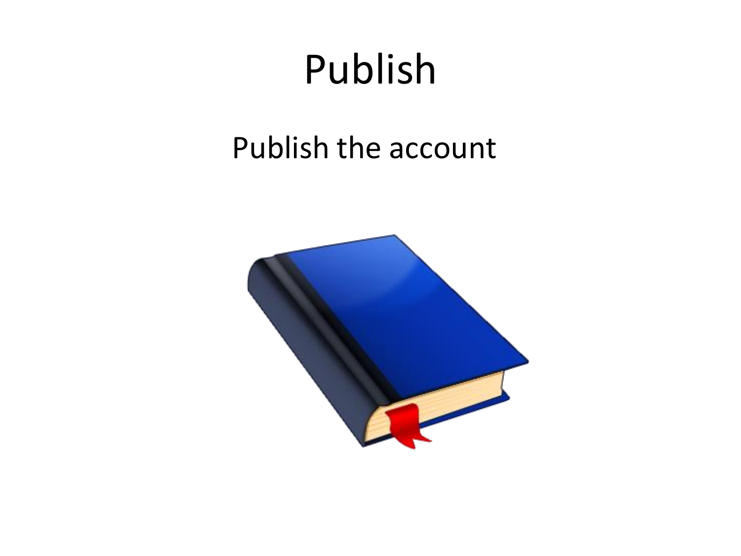# Publish

Publish the account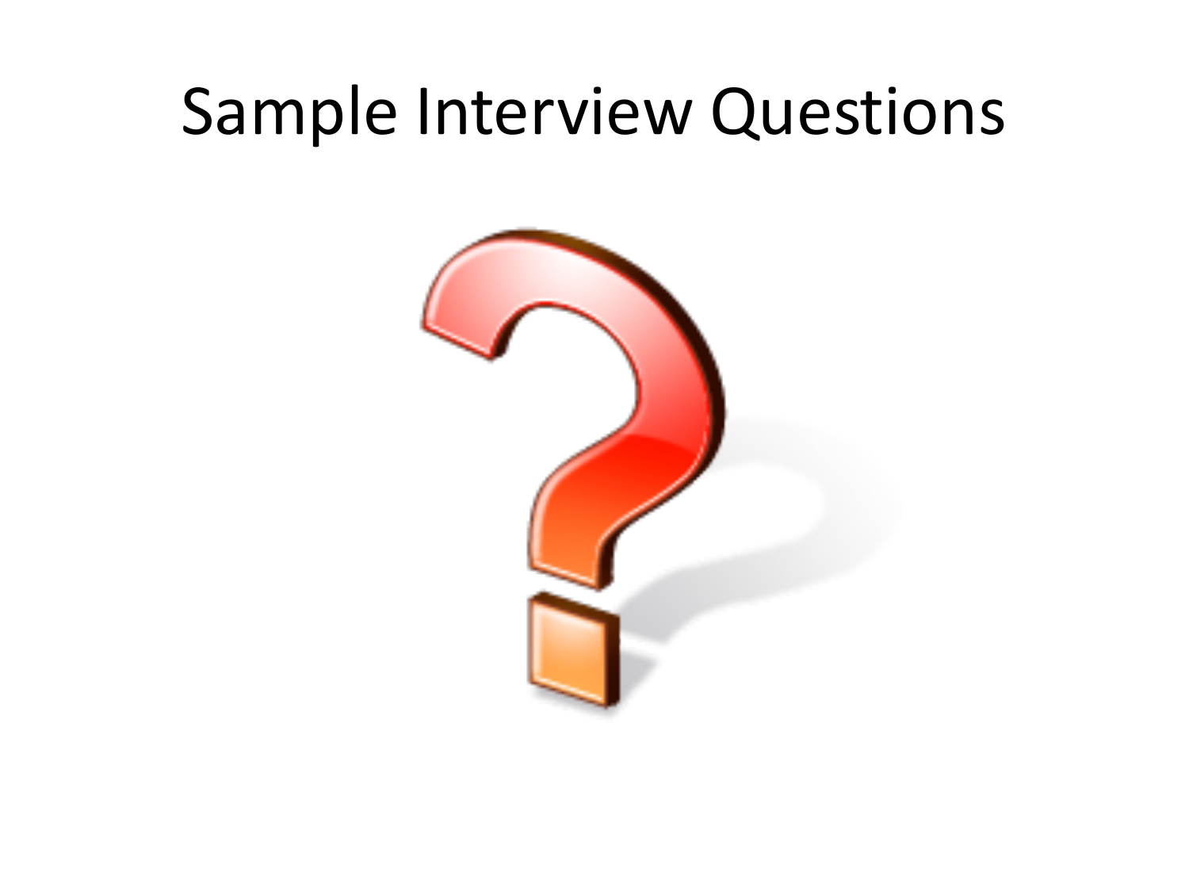# Sample Interview Questions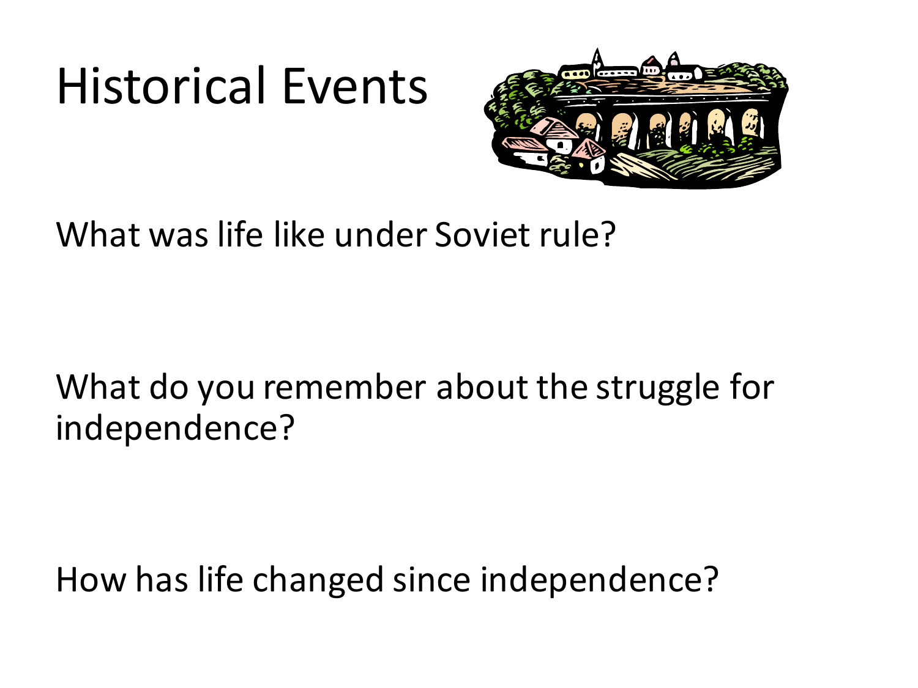# Historical Events

What was life like under Soviet rule?

What do you remember about the struggle for independence?

How has life changed since independence?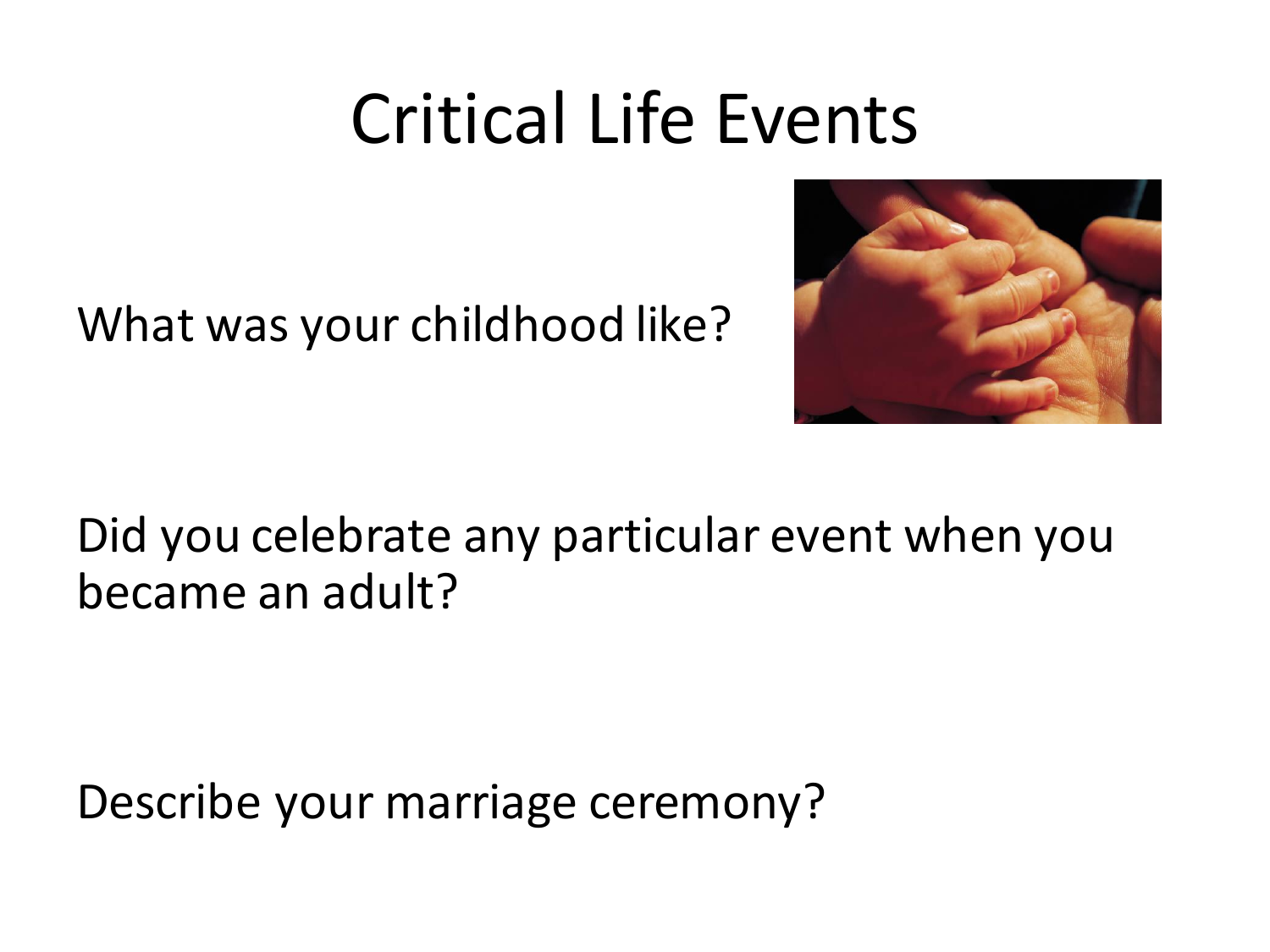# Critical Life Events

What was your childhood like?

Did you celebrate any particular event when you became an adult?

Describe your marriage ceremony?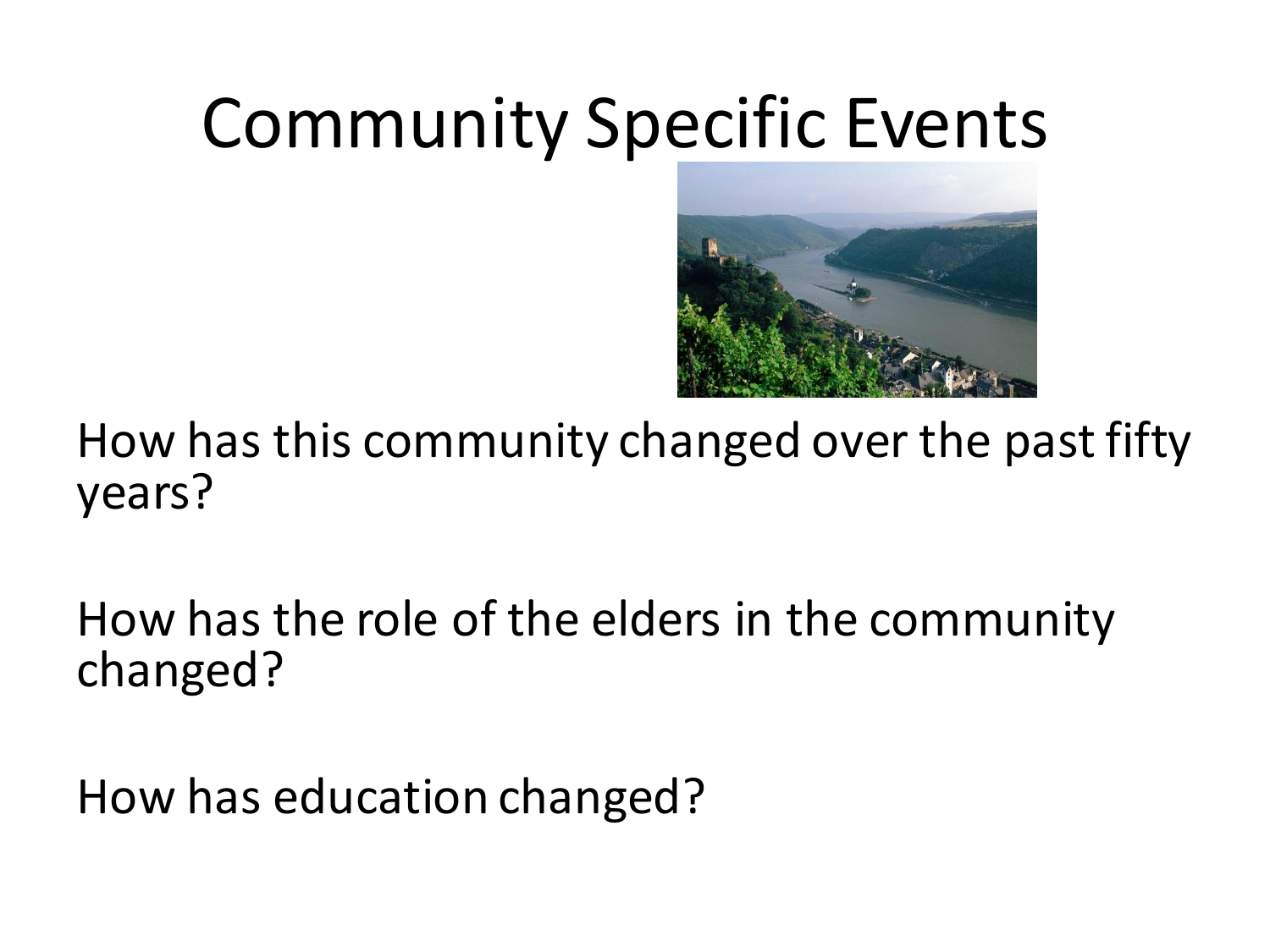# Community Specific Events

How has this community changed over the past fifty years?

How has the role of the elders in the community changed?

How has education changed?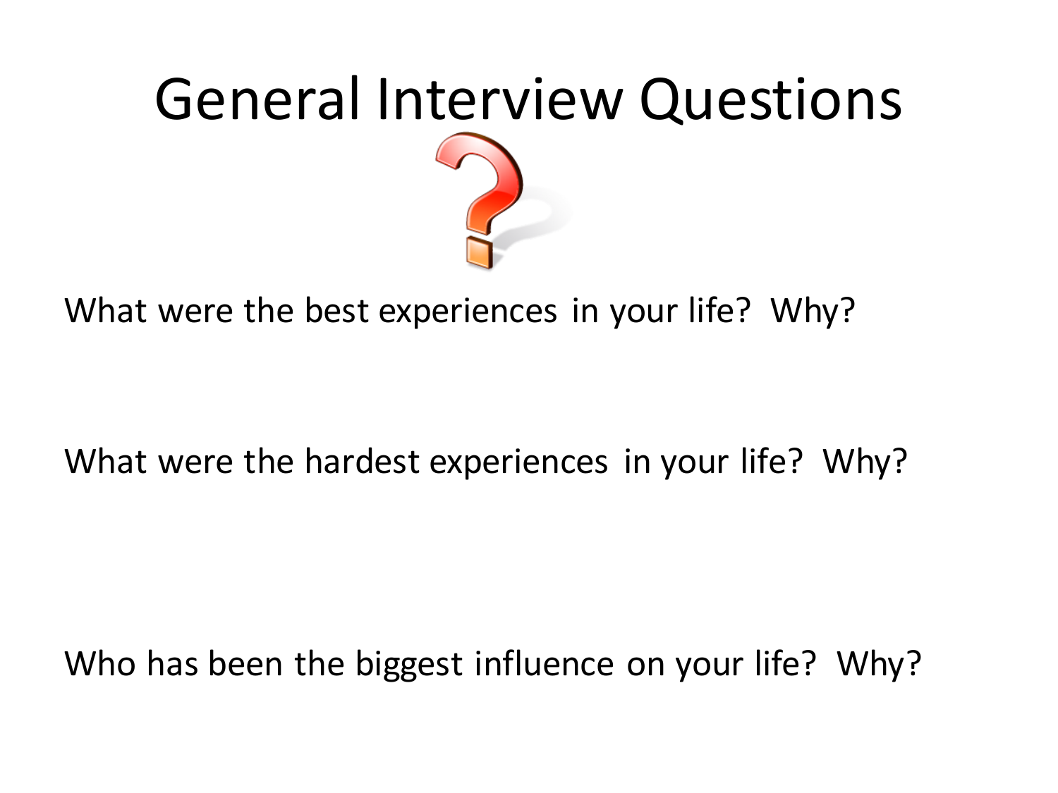# General Interview Questions

What were the best experiences in your life? Why?

What were the hardest experiences in your life? Why?

Who has been the biggest influence on your life? Why?